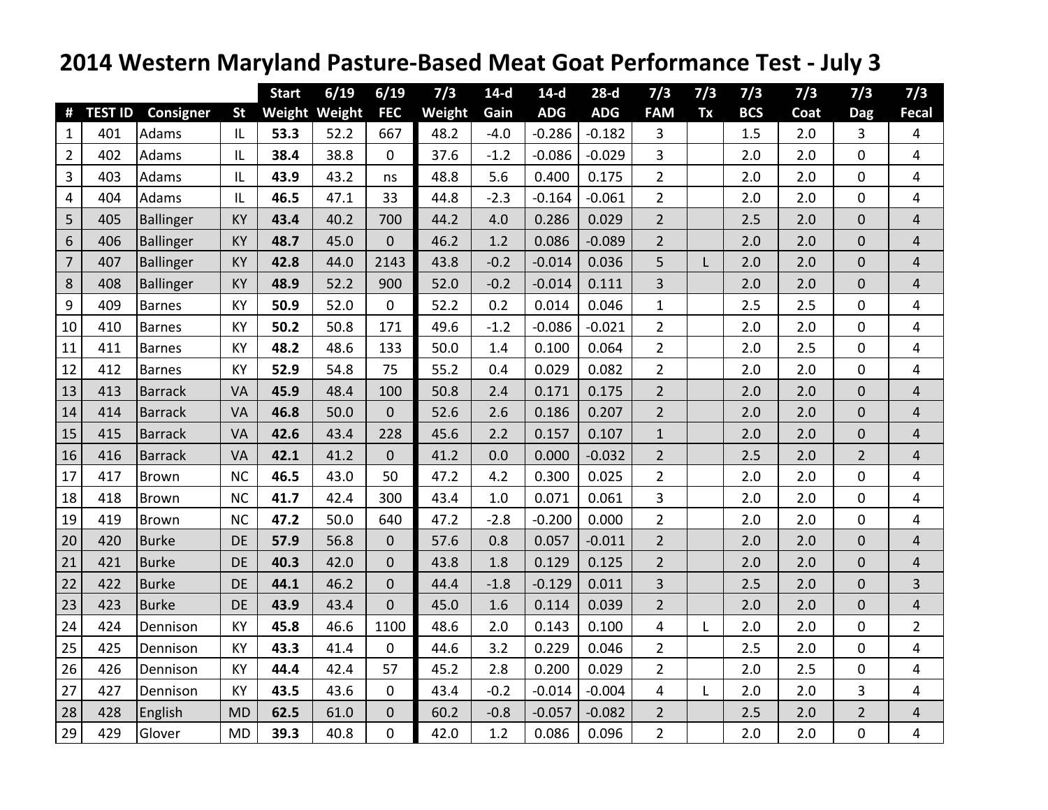# 2014 Western Maryland Pasture-Based Meat Goat Performance Test - July 3

| # | TEST ID | Consigner | St | Start Weight | 6/19 Weight | 6/19 FEC | 7/3 Weight | 14-d Gain | 14-d ADG | 28-d ADG | 7/3 FAM | 7/3 Tx | 7/3 BCS | 7/3 Coat | 7/3 Dag | 7/3 Fecal |
|---|---|---|---|---|---|---|---|---|---|---|---|---|---|---|---|---|
| 1 | 401 | Adams | IL | **53.3** | 52.2 | 667 | 48.2 | -4.0 | -0.286 | -0.182 | 3 | | 1.5 | 2.0 | 3 | 4 |
| 2 | 402 | Adams | IL | **38.4** | 38.8 | 0 | 37.6 | -1.2 | -0.086 | -0.029 | 3 | | 2.0 | 2.0 | 0 | 4 |
| 3 | 403 | Adams | IL | **43.9** | 43.2 | ns | 48.8 | 5.6 | 0.400 | 0.175 | 2 | | 2.0 | 2.0 | 0 | 4 |
| 4 | 404 | Adams | IL | **46.5** | 47.1 | 33 | 44.8 | -2.3 | -0.164 | -0.061 | 2 | | 2.0 | 2.0 | 0 | 4 |
| 5 | 405 | Ballinger | KY | **43.4** | 40.2 | 700 | 44.2 | 4.0 | 0.286 | 0.029 | 2 | | 2.5 | 2.0 | 0 | 4 |
| 6 | 406 | Ballinger | KY | **48.7** | 45.0 | 0 | 46.2 | 1.2 | 0.086 | -0.089 | 2 | | 2.0 | 2.0 | 0 | 4 |
| 7 | 407 | Ballinger | KY | **42.8** | 44.0 | 2143 | 43.8 | -0.2 | -0.014 | 0.036 | 5 | L | 2.0 | 2.0 | 0 | 4 |
| 8 | 408 | Ballinger | KY | **48.9** | 52.2 | 900 | 52.0 | -0.2 | -0.014 | 0.111 | 3 | | 2.0 | 2.0 | 0 | 4 |
| 9 | 409 | Barnes | KY | **50.9** | 52.0 | 0 | 52.2 | 0.2 | 0.014 | 0.046 | 1 | | 2.5 | 2.5 | 0 | 4 |
| 10 | 410 | Barnes | KY | **50.2** | 50.8 | 171 | 49.6 | -1.2 | -0.086 | -0.021 | 2 | | 2.0 | 2.0 | 0 | 4 |
| 11 | 411 | Barnes | KY | **48.2** | 48.6 | 133 | 50.0 | 1.4 | 0.100 | 0.064 | 2 | | 2.0 | 2.5 | 0 | 4 |
| 12 | 412 | Barnes | KY | **52.9** | 54.8 | 75 | 55.2 | 0.4 | 0.029 | 0.082 | 2 | | 2.0 | 2.0 | 0 | 4 |
| 13 | 413 | Barrack | VA | **45.9** | 48.4 | 100 | 50.8 | 2.4 | 0.171 | 0.175 | 2 | | 2.0 | 2.0 | 0 | 4 |
| 14 | 414 | Barrack | VA | **46.8** | 50.0 | 0 | 52.6 | 2.6 | 0.186 | 0.207 | 2 | | 2.0 | 2.0 | 0 | 4 |
| 15 | 415 | Barrack | VA | **42.6** | 43.4 | 228 | 45.6 | 2.2 | 0.157 | 0.107 | 1 | | 2.0 | 2.0 | 0 | 4 |
| 16 | 416 | Barrack | VA | **42.1** | 41.2 | 0 | 41.2 | 0.0 | 0.000 | -0.032 | 2 | | 2.5 | 2.0 | 2 | 4 |
| 17 | 417 | Brown | NC | **46.5** | 43.0 | 50 | 47.2 | 4.2 | 0.300 | 0.025 | 2 | | 2.0 | 2.0 | 0 | 4 |
| 18 | 418 | Brown | NC | **41.7** | 42.4 | 300 | 43.4 | 1.0 | 0.071 | 0.061 | 3 | | 2.0 | 2.0 | 0 | 4 |
| 19 | 419 | Brown | NC | **47.2** | 50.0 | 640 | 47.2 | -2.8 | -0.200 | 0.000 | 2 | | 2.0 | 2.0 | 0 | 4 |
| 20 | 420 | Burke | DE | **57.9** | 56.8 | 0 | 57.6 | 0.8 | 0.057 | -0.011 | 2 | | 2.0 | 2.0 | 0 | 4 |
| 21 | 421 | Burke | DE | **40.3** | 42.0 | 0 | 43.8 | 1.8 | 0.129 | 0.125 | 2 | | 2.0 | 2.0 | 0 | 4 |
| 22 | 422 | Burke | DE | **44.1** | 46.2 | 0 | 44.4 | -1.8 | -0.129 | 0.011 | 3 | | 2.5 | 2.0 | 0 | 3 |
| 23 | 423 | Burke | DE | **43.9** | 43.4 | 0 | 45.0 | 1.6 | 0.114 | 0.039 | 2 | | 2.0 | 2.0 | 0 | 4 |
| 24 | 424 | Dennison | KY | **45.8** | 46.6 | 1100 | 48.6 | 2.0 | 0.143 | 0.100 | 4 | L | 2.0 | 2.0 | 0 | 2 |
| 25 | 425 | Dennison | KY | **43.3** | 41.4 | 0 | 44.6 | 3.2 | 0.229 | 0.046 | 2 | | 2.5 | 2.0 | 0 | 4 |
| 26 | 426 | Dennison | KY | **44.4** | 42.4 | 57 | 45.2 | 2.8 | 0.200 | 0.029 | 2 | | 2.0 | 2.5 | 0 | 4 |
| 27 | 427 | Dennison | KY | **43.5** | 43.6 | 0 | 43.4 | -0.2 | -0.014 | -0.004 | 4 | L | 2.0 | 2.0 | 3 | 4 |
| 28 | 428 | English | MD | **62.5** | 61.0 | 0 | 60.2 | -0.8 | -0.057 | -0.082 | 2 | | 2.5 | 2.0 | 2 | 4 |
| 29 | 429 | Glover | MD | **39.3** | 40.8 | 0 | 42.0 | 1.2 | 0.086 | 0.096 | 2 | | 2.0 | 2.0 | 0 | 4 |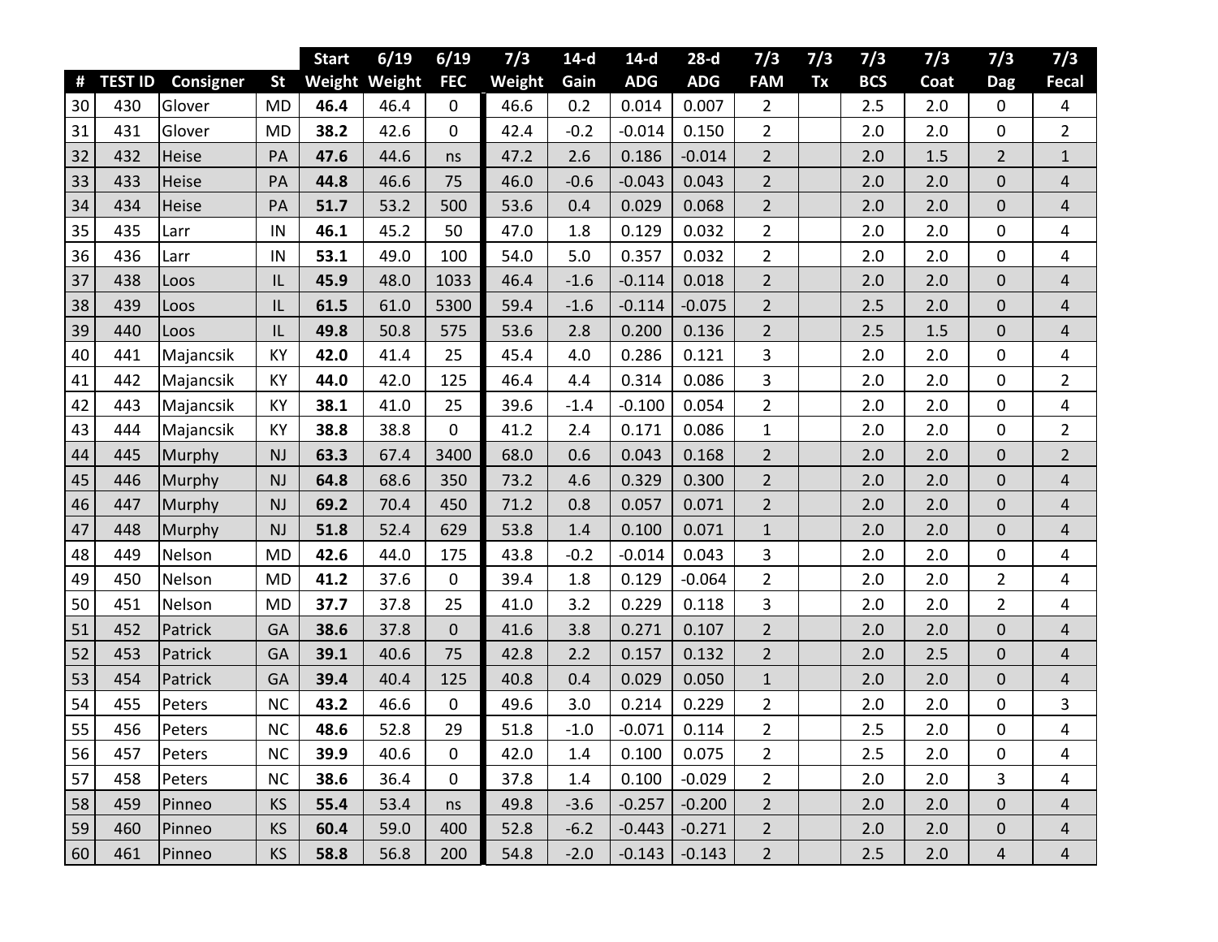| # | TEST ID | Consigner | St | Start Weight | 6/19 Weight | 6/19 FEC | 7/3 Weight | 14-d Gain | 14-d ADG | 28-d ADG | 7/3 FAM | 7/3 Tx | 7/3 BCS | 7/3 Coat | 7/3 Dag | 7/3 Fecal |
|---|---|---|---|---|---|---|---|---|---|---|---|---|---|---|---|---|
| 30 | 430 | Glover | MD | **46.4** | 46.4 | 0 | 46.6 | 0.2 | 0.014 | 0.007 | 2 | | 2.5 | 2.0 | 0 | 4 |
| 31 | 431 | Glover | MD | **38.2** | 42.6 | 0 | 42.4 | -0.2 | -0.014 | 0.150 | 2 | | 2.0 | 2.0 | 0 | 2 |
| 32 | 432 | Heise | PA | **47.6** | 44.6 | ns | 47.2 | 2.6 | 0.186 | -0.014 | 2 | | 2.0 | 1.5 | 2 | 1 |
| 33 | 433 | Heise | PA | **44.8** | 46.6 | 75 | 46.0 | -0.6 | -0.043 | 0.043 | 2 | | 2.0 | 2.0 | 0 | 4 |
| 34 | 434 | Heise | PA | **51.7** | 53.2 | 500 | 53.6 | 0.4 | 0.029 | 0.068 | 2 | | 2.0 | 2.0 | 0 | 4 |
| 35 | 435 | Larr | IN | **46.1** | 45.2 | 50 | 47.0 | 1.8 | 0.129 | 0.032 | 2 | | 2.0 | 2.0 | 0 | 4 |
| 36 | 436 | Larr | IN | **53.1** | 49.0 | 100 | 54.0 | 5.0 | 0.357 | 0.032 | 2 | | 2.0 | 2.0 | 0 | 4 |
| 37 | 438 | Loos | IL | **45.9** | 48.0 | 1033 | 46.4 | -1.6 | -0.114 | 0.018 | 2 | | 2.0 | 2.0 | 0 | 4 |
| 38 | 439 | Loos | IL | **61.5** | 61.0 | 5300 | 59.4 | -1.6 | -0.114 | -0.075 | 2 | | 2.5 | 2.0 | 0 | 4 |
| 39 | 440 | Loos | IL | **49.8** | 50.8 | 575 | 53.6 | 2.8 | 0.200 | 0.136 | 2 | | 2.5 | 1.5 | 0 | 4 |
| 40 | 441 | Majancsik | KY | **42.0** | 41.4 | 25 | 45.4 | 4.0 | 0.286 | 0.121 | 3 | | 2.0 | 2.0 | 0 | 4 |
| 41 | 442 | Majancsik | KY | **44.0** | 42.0 | 125 | 46.4 | 4.4 | 0.314 | 0.086 | 3 | | 2.0 | 2.0 | 0 | 2 |
| 42 | 443 | Majancsik | KY | **38.1** | 41.0 | 25 | 39.6 | -1.4 | -0.100 | 0.054 | 2 | | 2.0 | 2.0 | 0 | 4 |
| 43 | 444 | Majancsik | KY | **38.8** | 38.8 | 0 | 41.2 | 2.4 | 0.171 | 0.086 | 1 | | 2.0 | 2.0 | 0 | 2 |
| 44 | 445 | Murphy | NJ | **63.3** | 67.4 | 3400 | 68.0 | 0.6 | 0.043 | 0.168 | 2 | | 2.0 | 2.0 | 0 | 2 |
| 45 | 446 | Murphy | NJ | **64.8** | 68.6 | 350 | 73.2 | 4.6 | 0.329 | 0.300 | 2 | | 2.0 | 2.0 | 0 | 4 |
| 46 | 447 | Murphy | NJ | **69.2** | 70.4 | 450 | 71.2 | 0.8 | 0.057 | 0.071 | 2 | | 2.0 | 2.0 | 0 | 4 |
| 47 | 448 | Murphy | NJ | **51.8** | 52.4 | 629 | 53.8 | 1.4 | 0.100 | 0.071 | 1 | | 2.0 | 2.0 | 0 | 4 |
| 48 | 449 | Nelson | MD | **42.6** | 44.0 | 175 | 43.8 | -0.2 | -0.014 | 0.043 | 3 | | 2.0 | 2.0 | 0 | 4 |
| 49 | 450 | Nelson | MD | **41.2** | 37.6 | 0 | 39.4 | 1.8 | 0.129 | -0.064 | 2 | | 2.0 | 2.0 | 2 | 4 |
| 50 | 451 | Nelson | MD | **37.7** | 37.8 | 25 | 41.0 | 3.2 | 0.229 | 0.118 | 3 | | 2.0 | 2.0 | 2 | 4 |
| 51 | 452 | Patrick | GA | **38.6** | 37.8 | 0 | 41.6 | 3.8 | 0.271 | 0.107 | 2 | | 2.0 | 2.0 | 0 | 4 |
| 52 | 453 | Patrick | GA | **39.1** | 40.6 | 75 | 42.8 | 2.2 | 0.157 | 0.132 | 2 | | 2.0 | 2.5 | 0 | 4 |
| 53 | 454 | Patrick | GA | **39.4** | 40.4 | 125 | 40.8 | 0.4 | 0.029 | 0.050 | 1 | | 2.0 | 2.0 | 0 | 4 |
| 54 | 455 | Peters | NC | **43.2** | 46.6 | 0 | 49.6 | 3.0 | 0.214 | 0.229 | 2 | | 2.0 | 2.0 | 0 | 3 |
| 55 | 456 | Peters | NC | **48.6** | 52.8 | 29 | 51.8 | -1.0 | -0.071 | 0.114 | 2 | | 2.5 | 2.0 | 0 | 4 |
| 56 | 457 | Peters | NC | **39.9** | 40.6 | 0 | 42.0 | 1.4 | 0.100 | 0.075 | 2 | | 2.5 | 2.0 | 0 | 4 |
| 57 | 458 | Peters | NC | **38.6** | 36.4 | 0 | 37.8 | 1.4 | 0.100 | -0.029 | 2 | | 2.0 | 2.0 | 3 | 4 |
| 58 | 459 | Pinneo | KS | **55.4** | 53.4 | ns | 49.8 | -3.6 | -0.257 | -0.200 | 2 | | 2.0 | 2.0 | 0 | 4 |
| 59 | 460 | Pinneo | KS | **60.4** | 59.0 | 400 | 52.8 | -6.2 | -0.443 | -0.271 | 2 | | 2.0 | 2.0 | 0 | 4 |
| 60 | 461 | Pinneo | KS | **58.8** | 56.8 | 200 | 54.8 | -2.0 | -0.143 | -0.143 | 2 | | 2.5 | 2.0 | 4 | 4 |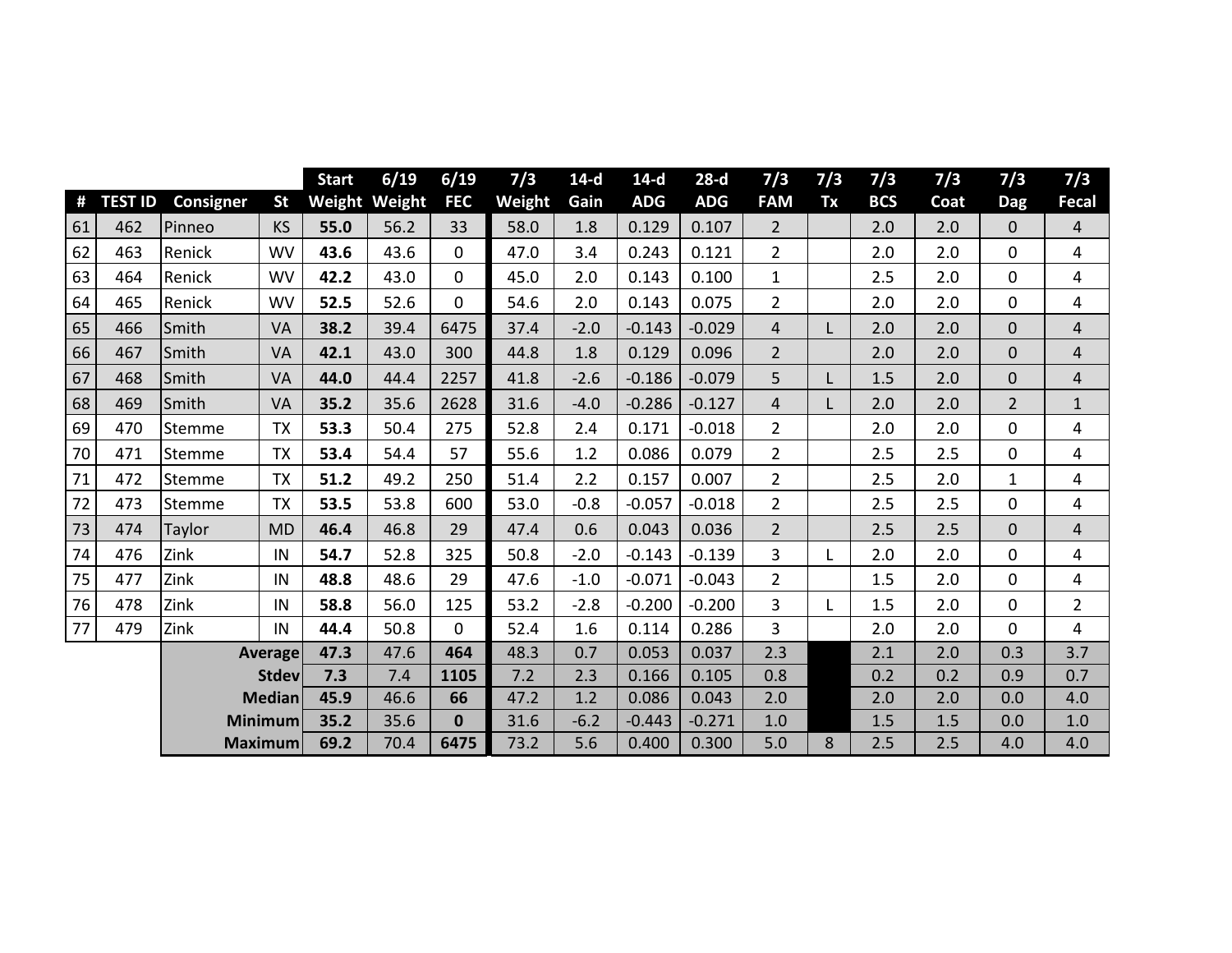| # | TEST ID | Consigner | St | Start Weight | 6/19 Weight | 6/19 FEC | 7/3 Weight | 14-d Gain | 14-d ADG | 28-d ADG | 7/3 FAM | 7/3 Tx | 7/3 BCS | 7/3 Coat | 7/3 Dag | 7/3 Fecal |
|---|---|---|---|---|---|---|---|---|---|---|---|---|---|---|---|---|
| 61 | 462 | Pinneo | KS | **55.0** | 56.2 | 33 | 58.0 | 1.8 | 0.129 | 0.107 | 2 | | 2.0 | 2.0 | 0 | 4 |
| 62 | 463 | Renick | WV | **43.6** | 43.6 | 0 | 47.0 | 3.4 | 0.243 | 0.121 | 2 | | 2.0 | 2.0 | 0 | 4 |
| 63 | 464 | Renick | WV | **42.2** | 43.0 | 0 | 45.0 | 2.0 | 0.143 | 0.100 | 1 | | 2.5 | 2.0 | 0 | 4 |
| 64 | 465 | Renick | WV | **52.5** | 52.6 | 0 | 54.6 | 2.0 | 0.143 | 0.075 | 2 | | 2.0 | 2.0 | 0 | 4 |
| 65 | 466 | Smith | VA | **38.2** | 39.4 | 6475 | 37.4 | -2.0 | -0.143 | -0.029 | 4 | L | 2.0 | 2.0 | 0 | 4 |
| 66 | 467 | Smith | VA | **42.1** | 43.0 | 300 | 44.8 | 1.8 | 0.129 | 0.096 | 2 | | 2.0 | 2.0 | 0 | 4 |
| 67 | 468 | Smith | VA | **44.0** | 44.4 | 2257 | 41.8 | -2.6 | -0.186 | -0.079 | 5 | L | 1.5 | 2.0 | 0 | 4 |
| 68 | 469 | Smith | VA | **35.2** | 35.6 | 2628 | 31.6 | -4.0 | -0.286 | -0.127 | 4 | L | 2.0 | 2.0 | 2 | 1 |
| 69 | 470 | Stemme | TX | **53.3** | 50.4 | 275 | 52.8 | 2.4 | 0.171 | -0.018 | 2 | | 2.0 | 2.0 | 0 | 4 |
| 70 | 471 | Stemme | TX | **53.4** | 54.4 | 57 | 55.6 | 1.2 | 0.086 | 0.079 | 2 | | 2.5 | 2.5 | 0 | 4 |
| 71 | 472 | Stemme | TX | **51.2** | 49.2 | 250 | 51.4 | 2.2 | 0.157 | 0.007 | 2 | | 2.5 | 2.0 | 1 | 4 |
| 72 | 473 | Stemme | TX | **53.5** | 53.8 | 600 | 53.0 | -0.8 | -0.057 | -0.018 | 2 | | 2.5 | 2.5 | 0 | 4 |
| 73 | 474 | Taylor | MD | **46.4** | 46.8 | 29 | 47.4 | 0.6 | 0.043 | 0.036 | 2 | | 2.5 | 2.5 | 0 | 4 |
| 74 | 476 | Zink | IN | **54.7** | 52.8 | 325 | 50.8 | -2.0 | -0.143 | -0.139 | 3 | L | 2.0 | 2.0 | 0 | 4 |
| 75 | 477 | Zink | IN | **48.8** | 48.6 | 29 | 47.6 | -1.0 | -0.071 | -0.043 | 2 | | 1.5 | 2.0 | 0 | 4 |
| 76 | 478 | Zink | IN | **58.8** | 56.0 | 125 | 53.2 | -2.8 | -0.200 | -0.200 | 3 | L | 1.5 | 2.0 | 0 | 2 |
| 77 | 479 | Zink | IN | **44.4** | 50.8 | 0 | 52.4 | 1.6 | 0.114 | 0.286 | 3 | | 2.0 | 2.0 | 0 | 4 |
| | | **Average** | | **47.3** | 47.6 | **464** | 48.3 | 0.7 | 0.053 | 0.037 | 2.3 | | 2.1 | 2.0 | 0.3 | 3.7 |
| | | **Stdev** | | **7.3** | 7.4 | **1105** | 7.2 | 2.3 | 0.166 | 0.105 | 0.8 | | 0.2 | 0.2 | 0.9 | 0.7 |
| | | **Median** | | **45.9** | 46.6 | **66** | 47.2 | 1.2 | 0.086 | 0.043 | 2.0 | | 2.0 | 2.0 | 0.0 | 4.0 |
| | | **Minimum** | | **35.2** | 35.6 | **0** | 31.6 | -6.2 | -0.443 | -0.271 | 1.0 | | 1.5 | 1.5 | 0.0 | 1.0 |
| | | **Maximum** | | **69.2** | 70.4 | **6475** | 73.2 | 5.6 | 0.400 | 0.300 | 5.0 | 8 | 2.5 | 2.5 | 4.0 | 4.0 |